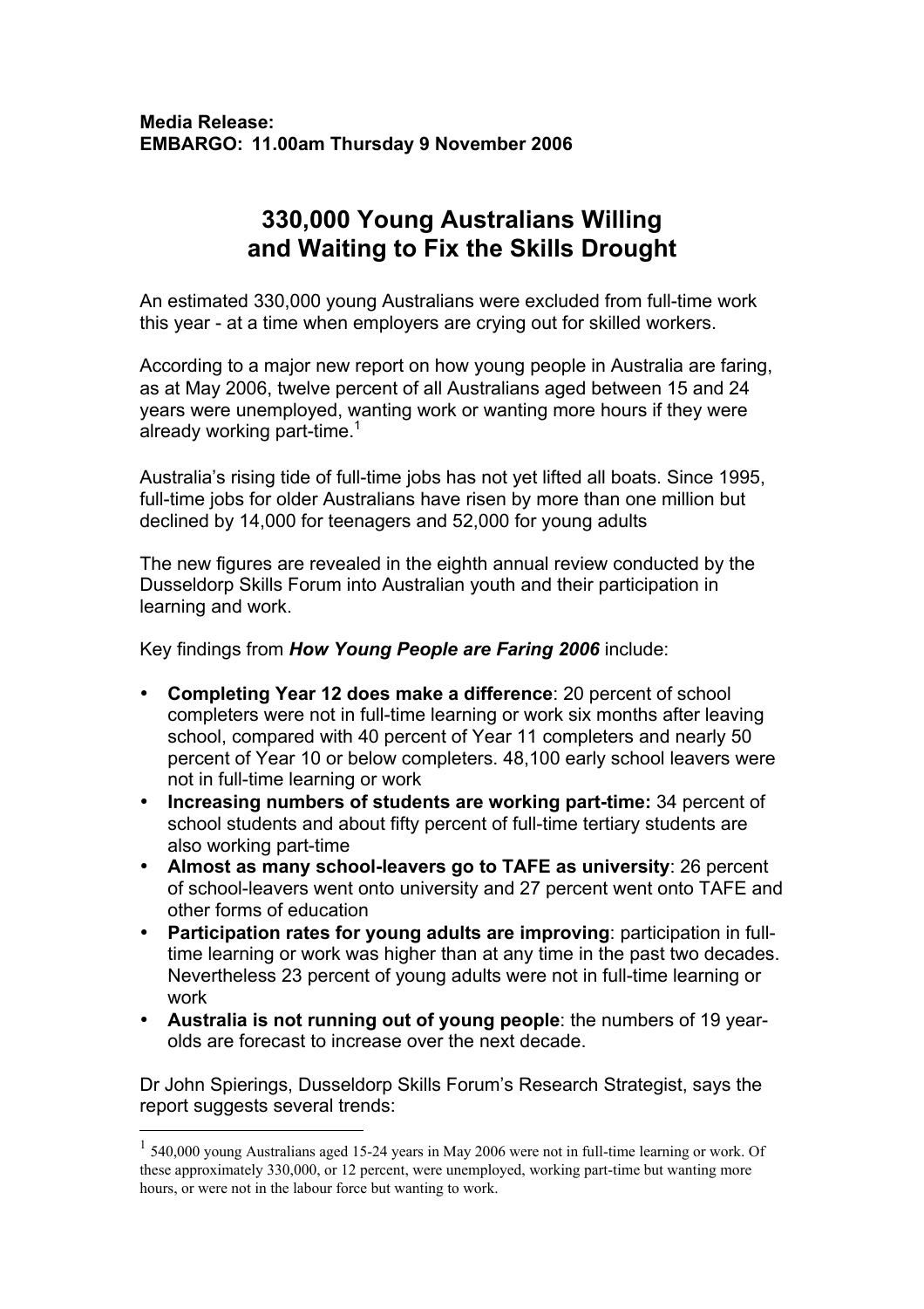**Media Release:**
**EMBARGO: 11.00am Thursday 9 November 2006**

# 330,000 Young Australians Willing and Waiting to Fix the Skills Drought

An estimated 330,000 young Australians were excluded from full-time work this year - at a time when employers are crying out for skilled workers.

According to a major new report on how young people in Australia are faring, as at May 2006, twelve percent of all Australians aged between 15 and 24 years were unemployed, wanting work or wanting more hours if they were already working part-time.[1]

Australia's rising tide of full-time jobs has not yet lifted all boats. Since 1995, full-time jobs for older Australians have risen by more than one million but declined by 14,000 for teenagers and 52,000 for young adults

The new figures are revealed in the eighth annual review conducted by the Dusseldorp Skills Forum into Australian youth and their participation in learning and work.

Key findings from ***How Young People are Faring 2006*** include:

- **Completing Year 12 does make a difference**: 20 percent of school completers were not in full-time learning or work six months after leaving school, compared with 40 percent of Year 11 completers and nearly 50 percent of Year 10 or below completers. 48,100 early school leavers were not in full-time learning or work
- **Increasing numbers of students are working part-time:** 34 percent of school students and about fifty percent of full-time tertiary students are also working part-time
- **Almost as many school-leavers go to TAFE as university**: 26 percent of school-leavers went onto university and 27 percent went onto TAFE and other forms of education
- **Participation rates for young adults are improving**: participation in full-time learning or work was higher than at any time in the past two decades. Nevertheless 23 percent of young adults were not in full-time learning or work
- **Australia is not running out of young people**: the numbers of 19 year-olds are forecast to increase over the next decade.

Dr John Spierings, Dusseldorp Skills Forum's Research Strategist, says the report suggests several trends:

---

[1] 540,000 young Australians aged 15-24 years in May 2006 were not in full-time learning or work. Of these approximately 330,000, or 12 percent, were unemployed, working part-time but wanting more hours, or were not in the labour force but wanting to work.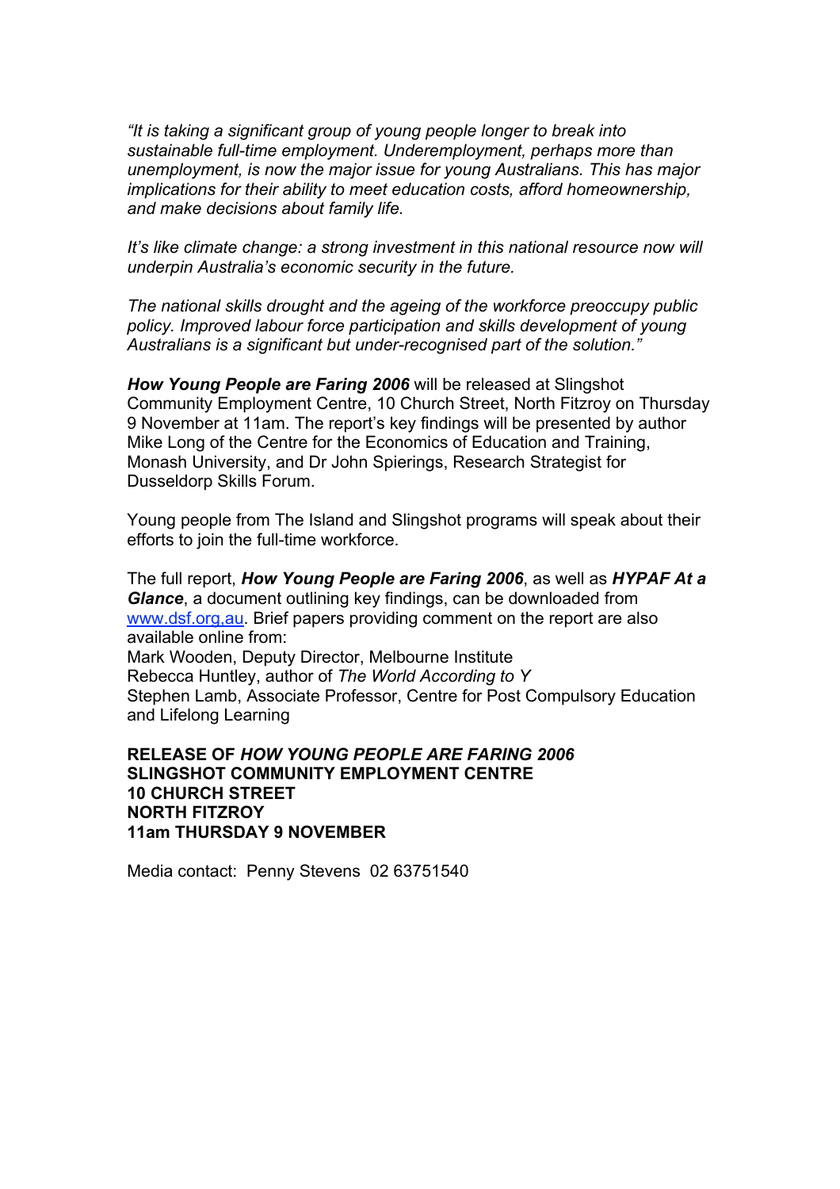*"It is taking a significant group of young people longer to break into sustainable full-time employment. Underemployment, perhaps more than unemployment, is now the major issue for young Australians. This has major implications for their ability to meet education costs, afford homeownership, and make decisions about family life.*

*It's like climate change: a strong investment in this national resource now will underpin Australia's economic security in the future.*

*The national skills drought and the ageing of the workforce preoccupy public policy. Improved labour force participation and skills development of young Australians is a significant but under-recognised part of the solution."*

***How Young People are Faring 2006*** will be released at Slingshot Community Employment Centre, 10 Church Street, North Fitzroy on Thursday 9 November at 11am. The report's key findings will be presented by author Mike Long of the Centre for the Economics of Education and Training, Monash University, and Dr John Spierings, Research Strategist for Dusseldorp Skills Forum.

Young people from The Island and Slingshot programs will speak about their efforts to join the full-time workforce.

The full report, ***How Young People are Faring 2006***, as well as ***HYPAF At a Glance***, a document outlining key findings, can be downloaded from www.dsf.org.au. Brief papers providing comment on the report are also available online from:
Mark Wooden, Deputy Director, Melbourne Institute
Rebecca Huntley, author of *The World According to Y*
Stephen Lamb, Associate Professor, Centre for Post Compulsory Education and Lifelong Learning

**RELEASE OF *HOW YOUNG PEOPLE ARE FARING 2006***
**SLINGSHOT COMMUNITY EMPLOYMENT CENTRE**
**10 CHURCH STREET**
**NORTH FITZROY**
**11am THURSDAY 9 NOVEMBER**

Media contact: Penny Stevens 02 63751540